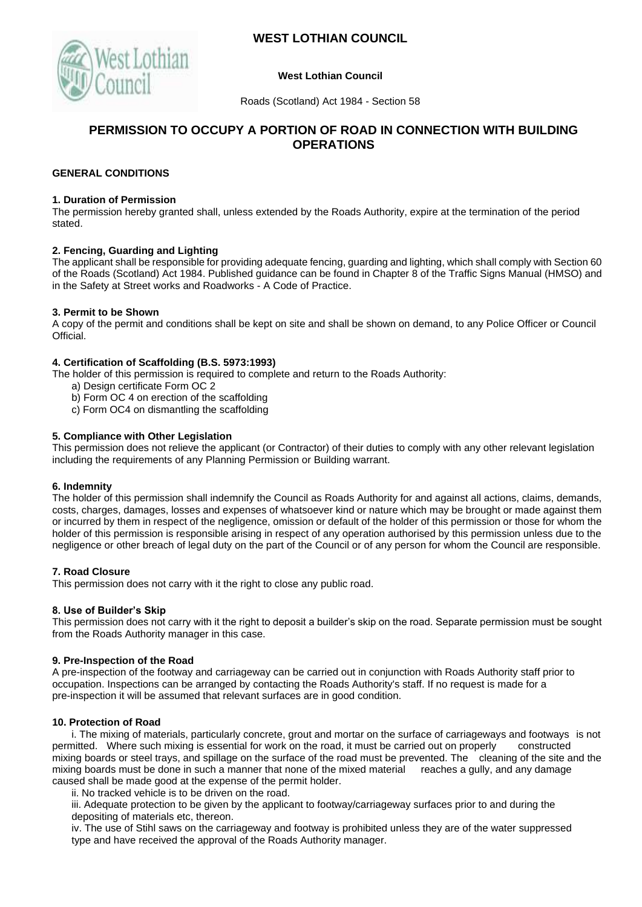# WEST LOTHIAN COUNCIL

**West Lothian Council**

Roads (Scotland) Act 1984 - Section 58

## PERMISSION TO OCCUPY A PORTION OF ROAD IN CONNECTION WITH BUILDING OPERATIONS

**GENERAL CONDITIONS**

**1. Duration of Permission**
The permission hereby granted shall, unless extended by the Roads Authority, expire at the termination of the period stated.

**2. Fencing, Guarding and Lighting**
The applicant shall be responsible for providing adequate fencing, guarding and lighting, which shall comply with Section 60 of the Roads (Scotland) Act 1984. Published guidance can be found in Chapter 8 of the Traffic Signs Manual (HMSO) and in the Safety at Street works and Roadworks - A Code of Practice.

**3. Permit to be Shown**
A copy of the permit and conditions shall be kept on site and shall be shown on demand, to any Police Officer or Council Official.

**4. Certification of Scaffolding (B.S. 5973:1993)**
The holder of this permission is required to complete and return to the Roads Authority:

a) Design certificate Form OC 2
b) Form OC 4 on erection of the scaffolding
c) Form OC4 on dismantling the scaffolding

**5. Compliance with Other Legislation**
This permission does not relieve the applicant (or Contractor) of their duties to comply with any other relevant legislation including the requirements of any Planning Permission or Building warrant.

**6. Indemnity**
The holder of this permission shall indemnify the Council as Roads Authority for and against all actions, claims, demands, costs, charges, damages, losses and expenses of whatsoever kind or nature which may be brought or made against them or incurred by them in respect of the negligence, omission or default of the holder of this permission or those for whom the holder of this permission is responsible arising in respect of any operation authorised by this permission unless due to the negligence or other breach of legal duty on the part of the Council or of any person for whom the Council are responsible.

**7. Road Closure**
This permission does not carry with it the right to close any public road.

**8. Use of Builder's Skip**
This permission does not carry with it the right to deposit a builder's skip on the road. Separate permission must be sought from the Roads Authority manager in this case.

**9. Pre-Inspection of the Road**
A pre-inspection of the footway and carriageway can be carried out in conjunction with Roads Authority staff prior to occupation. Inspections can be arranged by contacting the Roads Authority's staff. If no request is made for a pre-inspection it will be assumed that relevant surfaces are in good condition.

**10. Protection of Road**

i. The mixing of materials, particularly concrete, grout and mortar on the surface of carriageways and footways is not permitted. Where such mixing is essential for work on the road, it must be carried out on properly constructed mixing boards or steel trays, and spillage on the surface of the road must be prevented. The cleaning of the site and the mixing boards must be done in such a manner that none of the mixed material reaches a gully, and any damage caused shall be made good at the expense of the permit holder.

ii. No tracked vehicle is to be driven on the road.

iii. Adequate protection to be given by the applicant to footway/carriageway surfaces prior to and during the depositing of materials etc, thereon.

iv. The use of Stihl saws on the carriageway and footway is prohibited unless they are of the water suppressed type and have received the approval of the Roads Authority manager.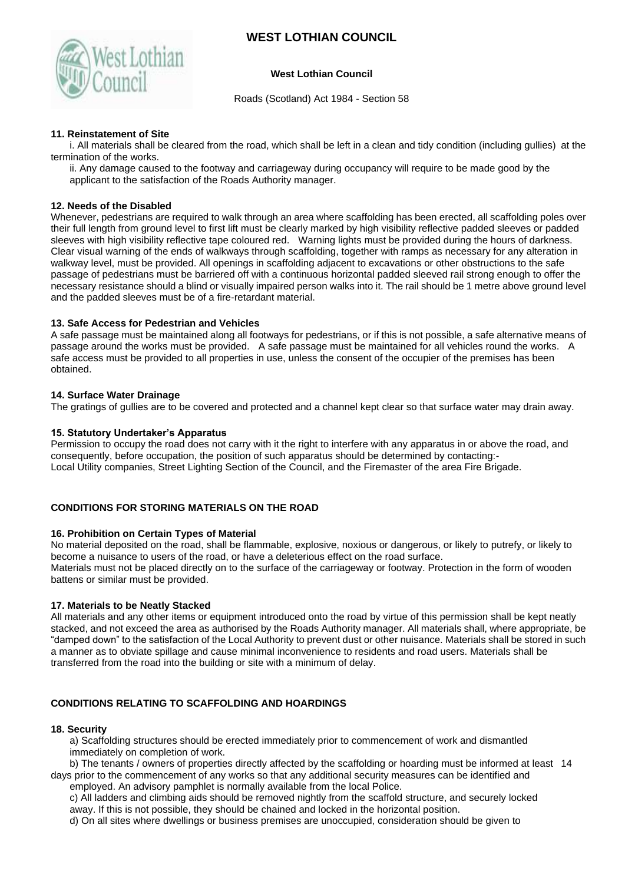# WEST LOTHIAN COUNCIL

**West Lothian Council**

Roads (Scotland) Act 1984 - Section 58

**11. Reinstatement of Site**

i. All materials shall be cleared from the road, which shall be left in a clean and tidy condition (including gullies) at the termination of the works.

ii. Any damage caused to the footway and carriageway during occupancy will require to be made good by the applicant to the satisfaction of the Roads Authority manager.

**12. Needs of the Disabled**

Whenever, pedestrians are required to walk through an area where scaffolding has been erected, all scaffolding poles over their full length from ground level to first lift must be clearly marked by high visibility reflective padded sleeves or padded sleeves with high visibility reflective tape coloured red. Warning lights must be provided during the hours of darkness. Clear visual warning of the ends of walkways through scaffolding, together with ramps as necessary for any alteration in walkway level, must be provided. All openings in scaffolding adjacent to excavations or other obstructions to the safe passage of pedestrians must be barriered off with a continuous horizontal padded sleeved rail strong enough to offer the necessary resistance should a blind or visually impaired person walks into it. The rail should be 1 metre above ground level and the padded sleeves must be of a fire-retardant material.

**13. Safe Access for Pedestrian and Vehicles**

A safe passage must be maintained along all footways for pedestrians, or if this is not possible, a safe alternative means of passage around the works must be provided. A safe passage must be maintained for all vehicles round the works. A safe access must be provided to all properties in use, unless the consent of the occupier of the premises has been obtained.

**14. Surface Water Drainage**

The gratings of gullies are to be covered and protected and a channel kept clear so that surface water may drain away.

**15. Statutory Undertaker's Apparatus**

Permission to occupy the road does not carry with it the right to interfere with any apparatus in or above the road, and consequently, before occupation, the position of such apparatus should be determined by contacting:-
Local Utility companies, Street Lighting Section of the Council, and the Firemaster of the area Fire Brigade.

**CONDITIONS FOR STORING MATERIALS ON THE ROAD**

**16. Prohibition on Certain Types of Material**

No material deposited on the road, shall be flammable, explosive, noxious or dangerous, or likely to putrefy, or likely to become a nuisance to users of the road, or have a deleterious effect on the road surface.
Materials must not be placed directly on to the surface of the carriageway or footway. Protection in the form of wooden battens or similar must be provided.

**17. Materials to be Neatly Stacked**

All materials and any other items or equipment introduced onto the road by virtue of this permission shall be kept neatly stacked, and not exceed the area as authorised by the Roads Authority manager. All materials shall, where appropriate, be "damped down" to the satisfaction of the Local Authority to prevent dust or other nuisance. Materials shall be stored in such a manner as to obviate spillage and cause minimal inconvenience to residents and road users. Materials shall be transferred from the road into the building or site with a minimum of delay.

**CONDITIONS RELATING TO SCAFFOLDING AND HOARDINGS**

**18. Security**

a) Scaffolding structures should be erected immediately prior to commencement of work and dismantled immediately on completion of work.

b) The tenants / owners of properties directly affected by the scaffolding or hoarding must be informed at least 14 days prior to the commencement of any works so that any additional security measures can be identified and employed. An advisory pamphlet is normally available from the local Police.

c) All ladders and climbing aids should be removed nightly from the scaffold structure, and securely locked away. If this is not possible, they should be chained and locked in the horizontal position.

d) On all sites where dwellings or business premises are unoccupied, consideration should be given to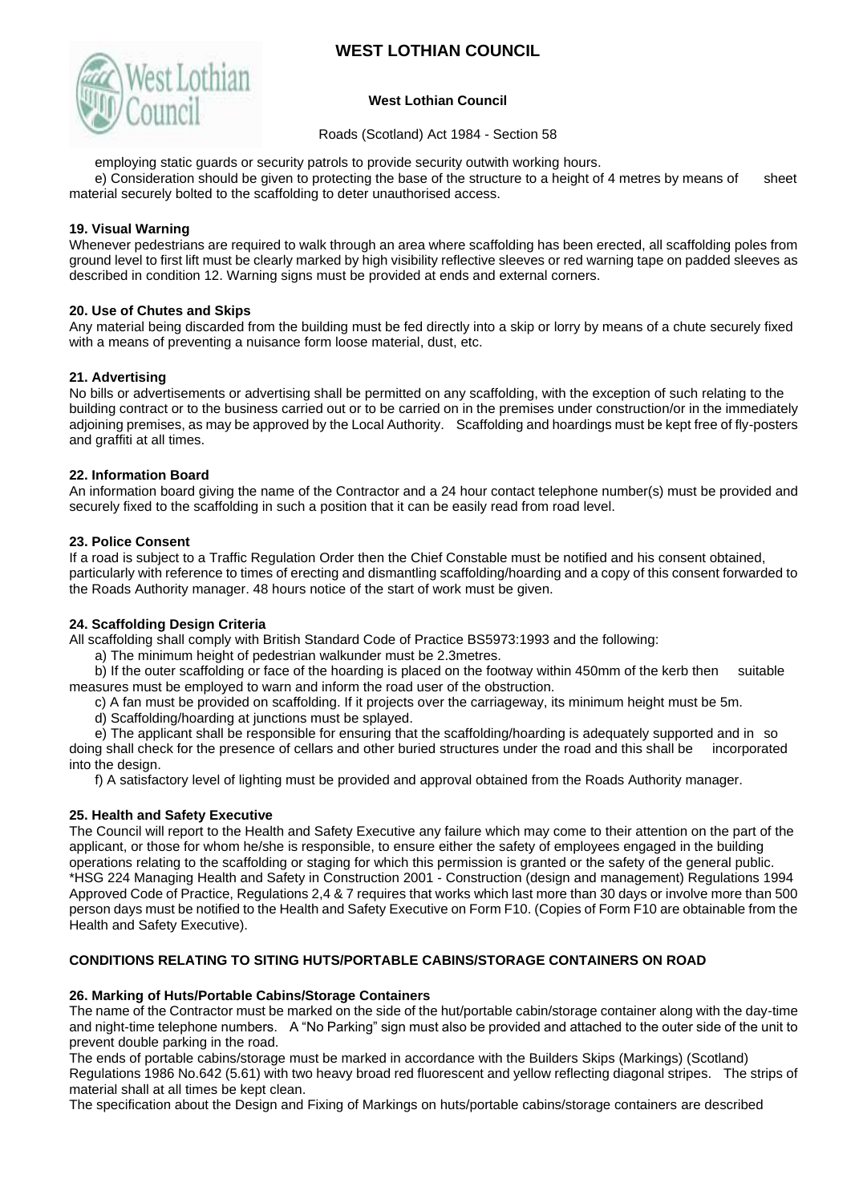employing static guards or security patrols to provide security outwith working hours.

e) Consideration should be given to protecting the base of the structure to a height of 4 metres by means of sheet material securely bolted to the scaffolding to deter unauthorised access.

### 19. Visual Warning

Whenever pedestrians are required to walk through an area where scaffolding has been erected, all scaffolding poles from ground level to first lift must be clearly marked by high visibility reflective sleeves or red warning tape on padded sleeves as described in condition 12. Warning signs must be provided at ends and external corners.

### 20. Use of Chutes and Skips

Any material being discarded from the building must be fed directly into a skip or lorry by means of a chute securely fixed with a means of preventing a nuisance form loose material, dust, etc.

### 21. Advertising

No bills or advertisements or advertising shall be permitted on any scaffolding, with the exception of such relating to the building contract or to the business carried out or to be carried on in the premises under construction/or in the immediately adjoining premises, as may be approved by the Local Authority. Scaffolding and hoardings must be kept free of fly-posters and graffiti at all times.

### 22. Information Board

An information board giving the name of the Contractor and a 24 hour contact telephone number(s) must be provided and securely fixed to the scaffolding in such a position that it can be easily read from road level.

### 23. Police Consent

If a road is subject to a Traffic Regulation Order then the Chief Constable must be notified and his consent obtained, particularly with reference to times of erecting and dismantling scaffolding/hoarding and a copy of this consent forwarded to the Roads Authority manager. 48 hours notice of the start of work must be given.

### 24. Scaffolding Design Criteria

All scaffolding shall comply with British Standard Code of Practice BS5973:1993 and the following:

a) The minimum height of pedestrian walkunder must be 2.3metres.

b) If the outer scaffolding or face of the hoarding is placed on the footway within 450mm of the kerb then suitable measures must be employed to warn and inform the road user of the obstruction.

c) A fan must be provided on scaffolding. If it projects over the carriageway, its minimum height must be 5m.

d) Scaffolding/hoarding at junctions must be splayed.

e) The applicant shall be responsible for ensuring that the scaffolding/hoarding is adequately supported and in so doing shall check for the presence of cellars and other buried structures under the road and this shall be incorporated into the design.

f) A satisfactory level of lighting must be provided and approval obtained from the Roads Authority manager.

### 25. Health and Safety Executive

The Council will report to the Health and Safety Executive any failure which may come to their attention on the part of the applicant, or those for whom he/she is responsible, to ensure either the safety of employees engaged in the building operations relating to the scaffolding or staging for which this permission is granted or the safety of the general public.
*HSG 224 Managing Health and Safety in Construction 2001 - Construction (design and management) Regulations 1994 Approved Code of Practice, Regulations 2,4 & 7 requires that works which last more than 30 days or involve more than 500 person days must be notified to the Health and Safety Executive on Form F10. (Copies of Form F10 are obtainable from the Health and Safety Executive).

## CONDITIONS RELATING TO SITING HUTS/PORTABLE CABINS/STORAGE CONTAINERS ON ROAD

### 26. Marking of Huts/Portable Cabins/Storage Containers

The name of the Contractor must be marked on the side of the hut/portable cabin/storage container along with the day-time and night-time telephone numbers. A "No Parking" sign must also be provided and attached to the outer side of the unit to prevent double parking in the road.

The ends of portable cabins/storage must be marked in accordance with the Builders Skips (Markings) (Scotland) Regulations 1986 No.642 (5.61) with two heavy broad red fluorescent and yellow reflecting diagonal stripes. The strips of material shall at all times be kept clean.

The specification about the Design and Fixing of Markings on huts/portable cabins/storage containers are described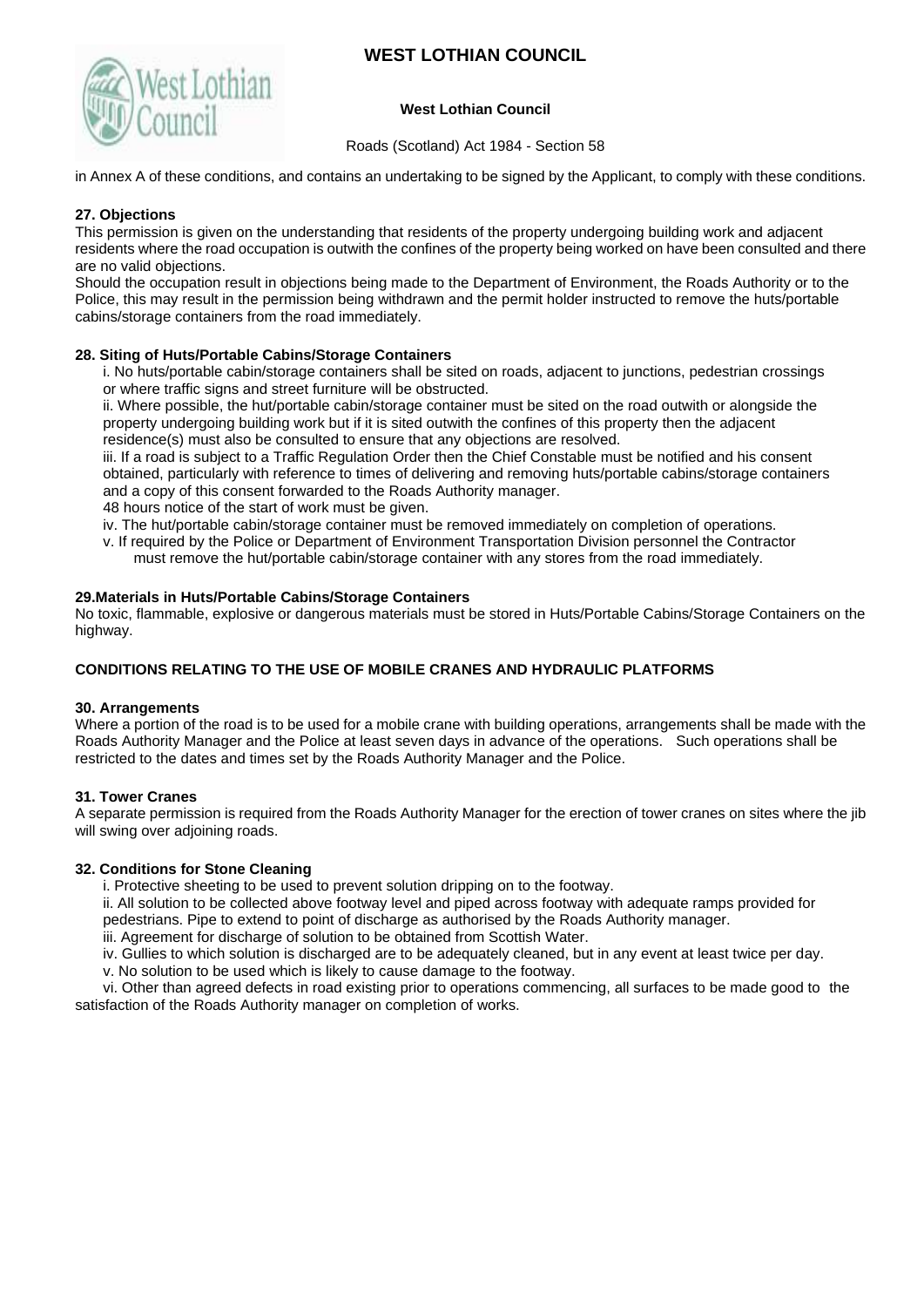in Annex A of these conditions, and contains an undertaking to be signed by the Applicant, to comply with these conditions.

**27. Objections**

This permission is given on the understanding that residents of the property undergoing building work and adjacent residents where the road occupation is outwith the confines of the property being worked on have been consulted and there are no valid objections.

Should the occupation result in objections being made to the Department of Environment, the Roads Authority or to the Police, this may result in the permission being withdrawn and the permit holder instructed to remove the huts/portable cabins/storage containers from the road immediately.

**28. Siting of Huts/Portable Cabins/Storage Containers**

i. No huts/portable cabin/storage containers shall be sited on roads, adjacent to junctions, pedestrian crossings or where traffic signs and street furniture will be obstructed.

ii. Where possible, the hut/portable cabin/storage container must be sited on the road outwith or alongside the property undergoing building work but if it is sited outwith the confines of this property then the adjacent residence(s) must also be consulted to ensure that any objections are resolved.

iii. If a road is subject to a Traffic Regulation Order then the Chief Constable must be notified and his consent obtained, particularly with reference to times of delivering and removing huts/portable cabins/storage containers and a copy of this consent forwarded to the Roads Authority manager.

48 hours notice of the start of work must be given.

iv. The hut/portable cabin/storage container must be removed immediately on completion of operations.

v. If required by the Police or Department of Environment Transportation Division personnel the Contractor must remove the hut/portable cabin/storage container with any stores from the road immediately.

**29.Materials in Huts/Portable Cabins/Storage Containers**

No toxic, flammable, explosive or dangerous materials must be stored in Huts/Portable Cabins/Storage Containers on the highway.

**CONDITIONS RELATING TO THE USE OF MOBILE CRANES AND HYDRAULIC PLATFORMS**

**30. Arrangements**

Where a portion of the road is to be used for a mobile crane with building operations, arrangements shall be made with the Roads Authority Manager and the Police at least seven days in advance of the operations. Such operations shall be restricted to the dates and times set by the Roads Authority Manager and the Police.

**31. Tower Cranes**

A separate permission is required from the Roads Authority Manager for the erection of tower cranes on sites where the jib will swing over adjoining roads.

**32. Conditions for Stone Cleaning**

i. Protective sheeting to be used to prevent solution dripping on to the footway.

ii. All solution to be collected above footway level and piped across footway with adequate ramps provided for pedestrians. Pipe to extend to point of discharge as authorised by the Roads Authority manager.

iii. Agreement for discharge of solution to be obtained from Scottish Water.

iv. Gullies to which solution is discharged are to be adequately cleaned, but in any event at least twice per day.

v. No solution to be used which is likely to cause damage to the footway.

vi. Other than agreed defects in road existing prior to operations commencing, all surfaces to be made good to the satisfaction of the Roads Authority manager on completion of works.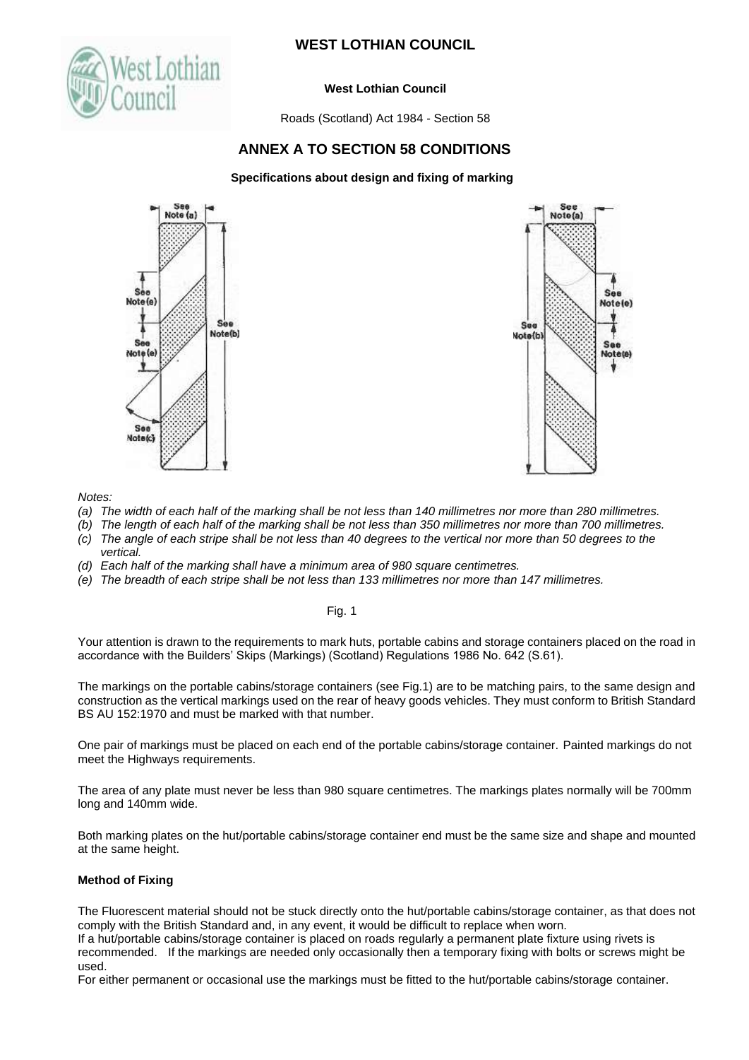# WEST LOTHIAN COUNCIL

**West Lothian Council**

Roads (Scotland) Act 1984 - Section 58

## ANNEX A TO SECTION 58 CONDITIONS

**Specifications about design and fixing of marking**

*Notes:*

- *(a) The width of each half of the marking shall be not less than 140 millimetres nor more than 280 millimetres.*
- *(b) The length of each half of the marking shall be not less than 350 millimetres nor more than 700 millimetres.*
- *(c) The angle of each stripe shall be not less than 40 degrees to the vertical nor more than 50 degrees to the vertical.*
- *(d) Each half of the marking shall have a minimum area of 980 square centimetres.*
- *(e) The breadth of each stripe shall be not less than 133 millimetres nor more than 147 millimetres.*

Fig. 1

Your attention is drawn to the requirements to mark huts, portable cabins and storage containers placed on the road in accordance with the Builders' Skips (Markings) (Scotland) Regulations 1986 No. 642 (S.61).

The markings on the portable cabins/storage containers (see Fig.1) are to be matching pairs, to the same design and construction as the vertical markings used on the rear of heavy goods vehicles. They must conform to British Standard BS AU 152:1970 and must be marked with that number.

One pair of markings must be placed on each end of the portable cabins/storage container. Painted markings do not meet the Highways requirements.

The area of any plate must never be less than 980 square centimetres. The markings plates normally will be 700mm long and 140mm wide.

Both marking plates on the hut/portable cabins/storage container end must be the same size and shape and mounted at the same height.

### Method of Fixing

The Fluorescent material should not be stuck directly onto the hut/portable cabins/storage container, as that does not comply with the British Standard and, in any event, it would be difficult to replace when worn.

If a hut/portable cabins/storage container is placed on roads regularly a permanent plate fixture using rivets is recommended. If the markings are needed only occasionally then a temporary fixing with bolts or screws might be used.

For either permanent or occasional use the markings must be fitted to the hut/portable cabins/storage container.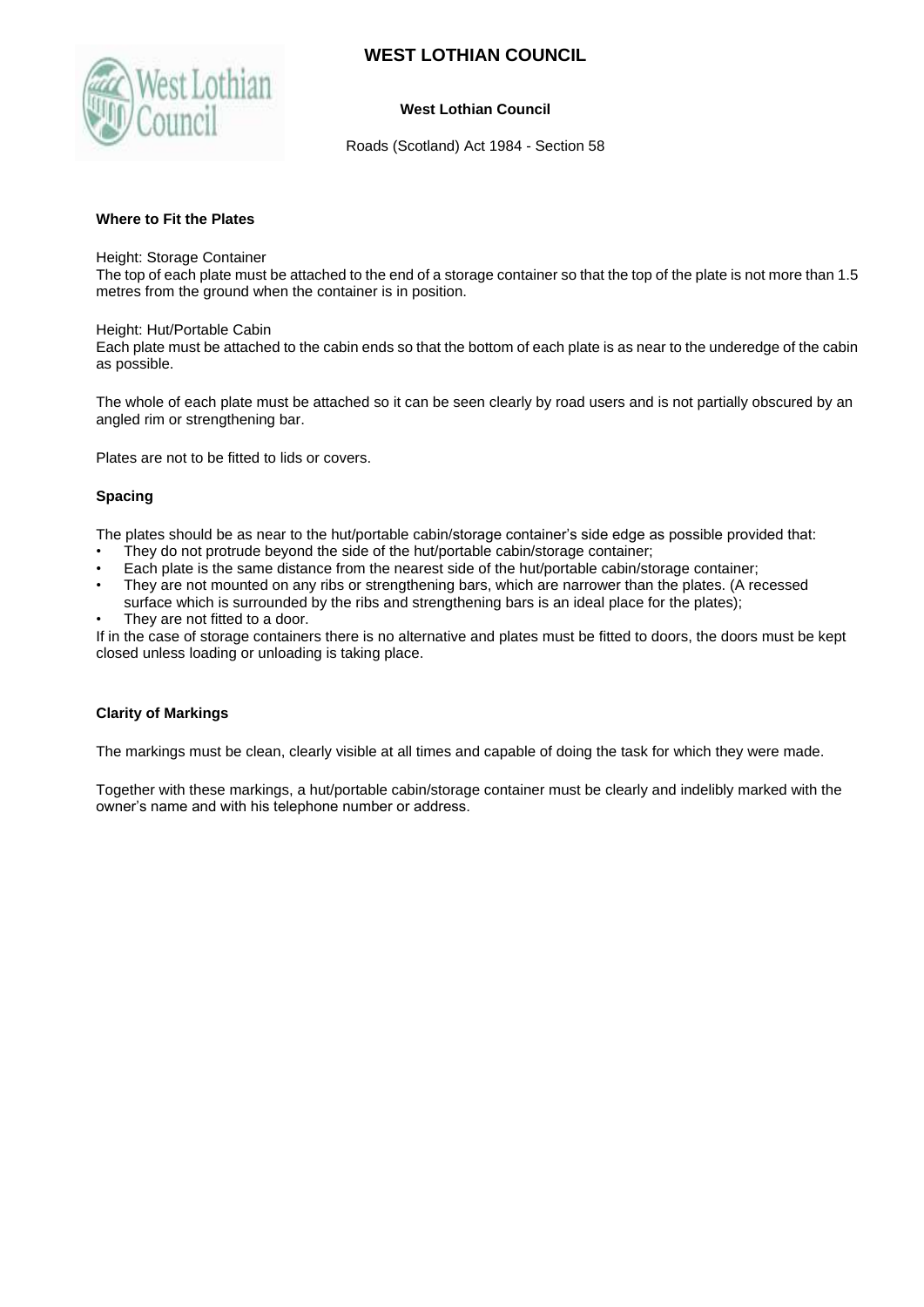# WEST LOTHIAN COUNCIL

**West Lothian Council**

Roads (Scotland) Act 1984 - Section 58

### Where to Fit the Plates

Height: Storage Container
The top of each plate must be attached to the end of a storage container so that the top of the plate is not more than 1.5 metres from the ground when the container is in position.

Height: Hut/Portable Cabin
Each plate must be attached to the cabin ends so that the bottom of each plate is as near to the underedge of the cabin as possible.

The whole of each plate must be attached so it can be seen clearly by road users and is not partially obscured by an angled rim or strengthening bar.

Plates are not to be fitted to lids or covers.

### Spacing

The plates should be as near to the hut/portable cabin/storage container's side edge as possible provided that:

- They do not protrude beyond the side of the hut/portable cabin/storage container;
- Each plate is the same distance from the nearest side of the hut/portable cabin/storage container;
- They are not mounted on any ribs or strengthening bars, which are narrower than the plates. (A recessed surface which is surrounded by the ribs and strengthening bars is an ideal place for the plates);
- They are not fitted to a door.

If in the case of storage containers there is no alternative and plates must be fitted to doors, the doors must be kept closed unless loading or unloading is taking place.

### Clarity of Markings

The markings must be clean, clearly visible at all times and capable of doing the task for which they were made.

Together with these markings, a hut/portable cabin/storage container must be clearly and indelibly marked with the owner's name and with his telephone number or address.